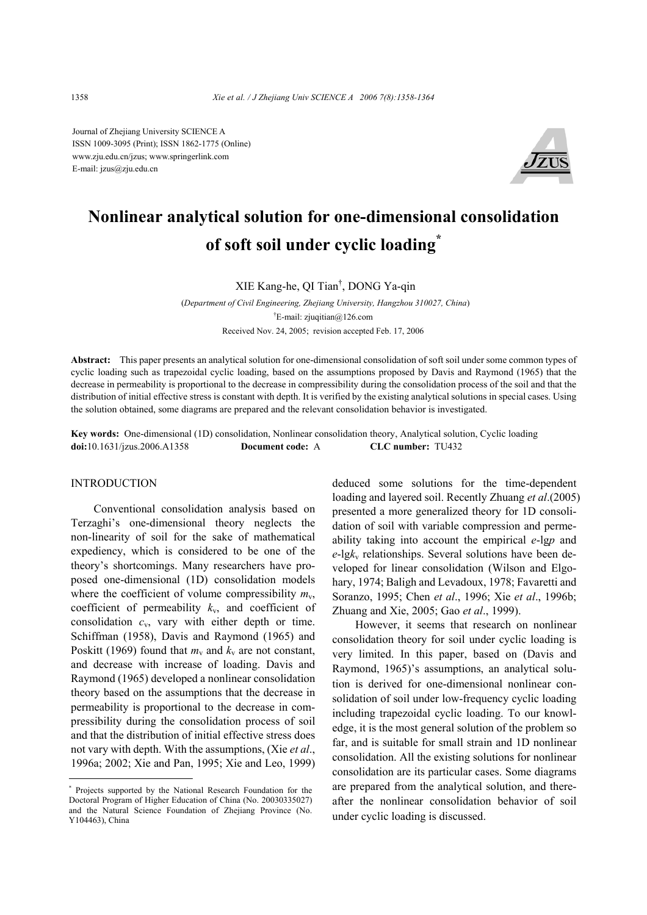Journal of Zhejiang University SCIENCE A
ISSN 1009-3095 (Print); ISSN 1862-1775 (Online)
www.zju.edu.cn/jzus; www.springerlink.com
E-mail: jzus@zju.edu.cn

# Nonlinear analytical solution for one-dimensional consolidation of soft soil under cyclic loading*

XIE Kang-he, QI Tian†, DONG Ya-qin

(*Department of Civil Engineering, Zhejiang University, Hangzhou 310027, China*)

†E-mail: zjuqitian@126.com

Received Nov. 24, 2005; revision accepted Feb. 17, 2006

**Abstract:** This paper presents an analytical solution for one-dimensional consolidation of soft soil under some common types of cyclic loading such as trapezoidal cyclic loading, based on the assumptions proposed by Davis and Raymond (1965) that the decrease in permeability is proportional to the decrease in compressibility during the consolidation process of the soil and that the distribution of initial effective stress is constant with depth. It is verified by the existing analytical solutions in special cases. Using the solution obtained, some diagrams are prepared and the relevant consolidation behavior is investigated.

**Key words:** One-dimensional (1D) consolidation, Nonlinear consolidation theory, Analytical solution, Cyclic loading

**doi:**10.1631/jzus.2006.A1358 **Document code:** A **CLC number:** TU432

## INTRODUCTION

Conventional consolidation analysis based on Terzaghi's one-dimensional theory neglects the non-linearity of soil for the sake of mathematical expediency, which is considered to be one of the theory's shortcomings. Many researchers have proposed one-dimensional (1D) consolidation models where the coefficient of volume compressibility $m_v$, coefficient of permeability $k_v$, and coefficient of consolidation $c_v$, vary with either depth or time. Schiffman (1958), Davis and Raymond (1965) and Poskitt (1969) found that $m_v$ and $k_v$ are not constant, and decrease with increase of loading. Davis and Raymond (1965) developed a nonlinear consolidation theory based on the assumptions that the decrease in permeability is proportional to the decrease in compressibility during the consolidation process of soil and that the distribution of initial effective stress does not vary with depth. With the assumptions, (Xie *et al*., 1996a; 2002; Xie and Pan, 1995; Xie and Leo, 1999) deduced some solutions for the time-dependent loading and layered soil. Recently Zhuang *et al*.(2005) presented a more generalized theory for 1D consolidation of soil with variable compression and permeability taking into account the empirical *e*-lg*p* and *e*-lg$k_v$ relationships. Several solutions have been developed for linear consolidation (Wilson and Elgohary, 1974; Baligh and Levadoux, 1978; Favaretti and Soranzo, 1995; Chen *et al*., 1996; Xie *et al*., 1996b; Zhuang and Xie, 2005; Gao *et al*., 1999).

However, it seems that research on nonlinear consolidation theory for soil under cyclic loading is very limited. In this paper, based on (Davis and Raymond, 1965)'s assumptions, an analytical solution is derived for one-dimensional nonlinear consolidation of soil under low-frequency cyclic loading including trapezoidal cyclic loading. To our knowledge, it is the most general solution of the problem so far, and is suitable for small strain and 1D nonlinear consolidation. All the existing solutions for nonlinear consolidation are its particular cases. Some diagrams are prepared from the analytical solution, and thereafter the nonlinear consolidation behavior of soil under cyclic loading is discussed.

---

* Projects supported by the National Research Foundation for the Doctoral Program of Higher Education of China (No. 20030335027) and the Natural Science Foundation of Zhejiang Province (No. Y104463), China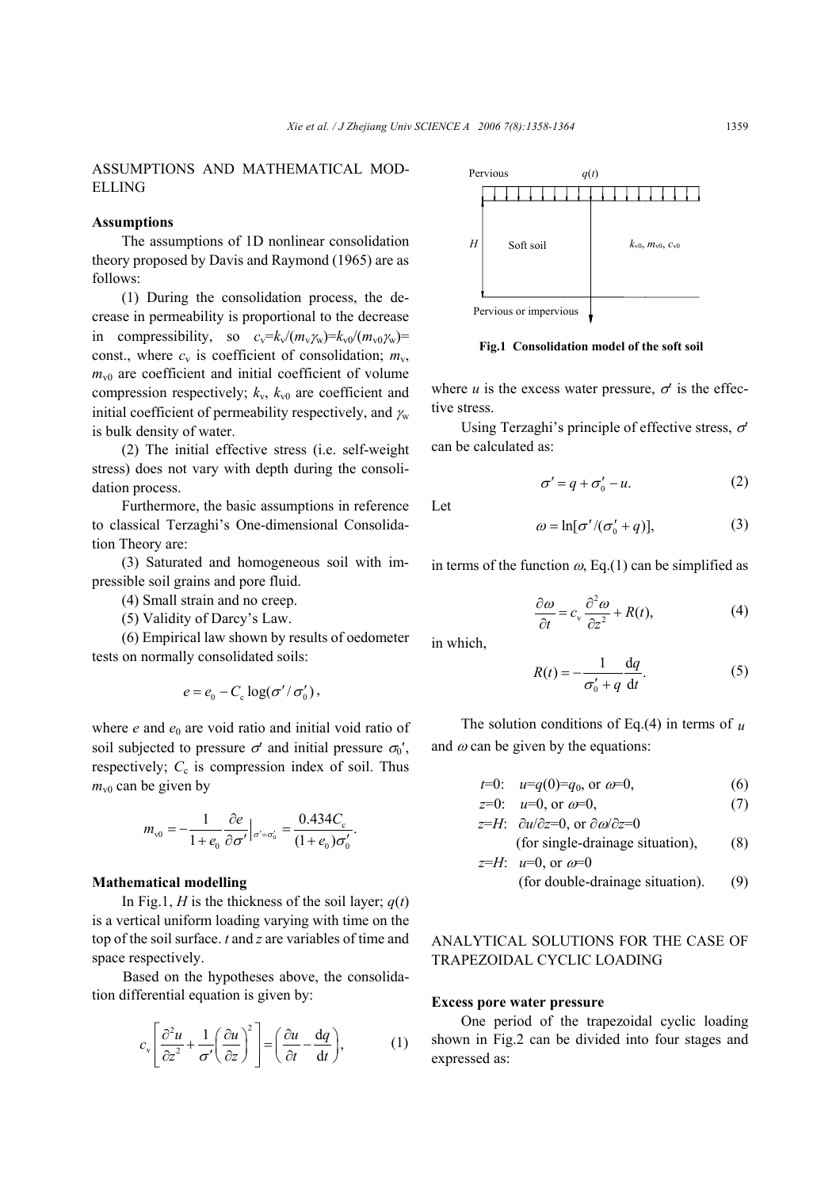## ASSUMPTIONS AND MATHEMATICAL MODELLING

### Assumptions

The assumptions of 1D nonlinear consolidation theory proposed by Davis and Raymond (1965) are as follows:

(1) During the consolidation process, the decrease in permeability is proportional to the decrease in compressibility, so $c_v=k_v/(m_v\gamma_w)=k_{v0}/(m_{v0}\gamma_w)=$ const., where $c_v$ is coefficient of consolidation; $m_v$, $m_{v0}$ are coefficient and initial coefficient of volume compression respectively; $k_v$, $k_{v0}$ are coefficient and initial coefficient of permeability respectively, and $\gamma_w$ is bulk density of water.

(2) The initial effective stress (i.e. self-weight stress) does not vary with depth during the consolidation process.

Furthermore, the basic assumptions in reference to classical Terzaghi's One-dimensional Consolidation Theory are:

(3) Saturated and homogeneous soil with impressible soil grains and pore fluid.

(4) Small strain and no creep.

(5) Validity of Darcy's Law.

(6) Empirical law shown by results of oedometer tests on normally consolidated soils:

$$e = e_0 - C_c \log(\sigma'/\sigma_0'),$$

where $e$ and $e_0$ are void ratio and initial void ratio of soil subjected to pressure $\sigma'$ and initial pressure $\sigma_0'$, respectively; $C_c$ is compression index of soil. Thus $m_{v0}$ can be given by

$$m_{v0} = -\frac{1}{1+e_0}\frac{\partial e}{\partial \sigma'}\Big|_{\sigma'=\sigma_0'} = \frac{0.434 C_c}{(1+e_0)\sigma_0'}.$$

### Mathematical modelling

In Fig.1, $H$ is the thickness of the soil layer; $q(t)$ is a vertical uniform loading varying with time on the top of the soil surface. $t$ and $z$ are variables of time and space respectively.

Based on the hypotheses above, the consolidation differential equation is given by:

$$c_v\left[\frac{\partial^2 u}{\partial z^2} + \frac{1}{\sigma'}\left(\frac{\partial u}{\partial z}\right)^2\right] = \left(\frac{\partial u}{\partial t} - \frac{\mathrm{d}q}{\mathrm{d}t}\right), \tag{1}$$

Fig.1 Consolidation model of the soft soil

where $u$ is the excess water pressure, $\sigma'$ is the effective stress.

Using Terzaghi's principle of effective stress, $\sigma'$ can be calculated as:

$$\sigma' = q + \sigma_0' - u. \tag{2}$$

Let

$$\omega = \ln[\sigma'/(\sigma_0' + q)], \tag{3}$$

in terms of the function $\omega$, Eq.(1) can be simplified as

$$\frac{\partial \omega}{\partial t} = c_v \frac{\partial^2 \omega}{\partial z^2} + R(t), \tag{4}$$

in which,

$$R(t) = -\frac{1}{\sigma_0' + q}\frac{\mathrm{d}q}{\mathrm{d}t}. \tag{5}$$

The solution conditions of Eq.(4) in terms of $u$ and $\omega$ can be given by the equations:

$t=0$: $u=q(0)=q_0$, or $\omega=0$, (6)

$z=0$: $u=0$, or $\omega=0$, (7)

$z=H$: $\partial u/\partial z=0$, or $\partial\omega/\partial z=0$ (for single-drainage situation), (8)

$z=H$: $u=0$, or $\omega=0$ (for double-drainage situation). (9)

## ANALYTICAL SOLUTIONS FOR THE CASE OF TRAPEZOIDAL CYCLIC LOADING

### Excess pore water pressure

One period of the trapezoidal cyclic loading shown in Fig.2 can be divided into four stages and expressed as: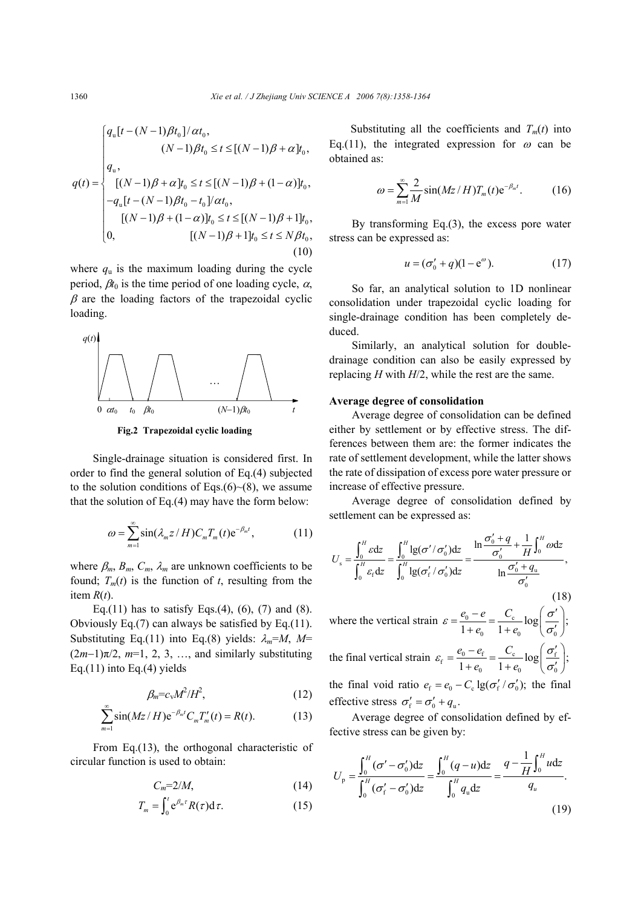$$q(t)=\begin{cases} q_u[t-(N-1)\beta t_0]/\alpha t_0, \\ \qquad (N-1)\beta t_0 \le t \le [(N-1)\beta+\alpha]t_0, \\ q_u, \\ \quad [(N-1)\beta+\alpha]t_0 \le t \le [(N-1)\beta+(1-\alpha)]t_0, \\ -q_u[t-(N-1)\beta t_0 - t_0]/\alpha t_0, \\ \quad [(N-1)\beta+(1-\alpha)]t_0 \le t \le [(N-1)\beta+1]t_0, \\ 0, \qquad [(N-1)\beta+1]t_0 \le t \le N\beta t_0, \end{cases} \tag{10}$$

where $q_u$ is the maximum loading during the cycle period, $\beta t_0$ is the time period of one loading cycle, $\alpha$, $\beta$ are the loading factors of the trapezoidal cyclic loading.

**Fig.2 Trapezoidal cyclic loading**

Single-drainage situation is considered first. In order to find the general solution of Eq.(4) subjected to the solution conditions of Eqs.(6)~(8), we assume that the solution of Eq.(4) may have the form below:

$$\omega=\sum_{m=1}^{\infty}\sin(\lambda_m z/H)C_m T_m(t)\mathrm{e}^{-\beta_m t}, \tag{11}$$

where $\beta_m$, $B_m$, $C_m$, $\lambda_m$ are unknown coefficients to be found; $T_m(t)$ is the function of $t$, resulting from the item $R(t)$.

Eq.(11) has to satisfy Eqs.(4), (6), (7) and (8). Obviously Eq.(7) can always be satisfied by Eq.(11). Substituting Eq.(11) into Eq.(8) yields: $\lambda_m=M$, $M=(2m-1)\pi/2$, $m=1, 2, 3, \ldots$, and similarly substituting Eq.(11) into Eq.(4) yields

$$\beta_m=c_v M^2/H^2, \tag{12}$$

$$\sum_{m=1}^{\infty}\sin(Mz/H)\mathrm{e}^{-\beta_m t}C_m T_m'(t)=R(t). \tag{13}$$

From Eq.(13), the orthogonal characteristic of circular function is used to obtain:

$$C_m=2/M, \tag{14}$$

$$T_m=\int_0^t \mathrm{e}^{\beta_m \tau}R(\tau)\mathrm{d}\tau. \tag{15}$$

Substituting all the coefficients and $T_m(t)$ into Eq.(11), the integrated expression for $\omega$ can be obtained as:

$$\omega=\sum_{m=1}^{\infty}\frac{2}{M}\sin(Mz/H)T_m(t)\mathrm{e}^{-\beta_m t}. \tag{16}$$

By transforming Eq.(3), the excess pore water stress can be expressed as:

$$u=(\sigma_0'+q)(1-\mathrm{e}^{\omega}). \tag{17}$$

So far, an analytical solution to 1D nonlinear consolidation under trapezoidal cyclic loading for single-drainage condition has been completely deduced.

Similarly, an analytical solution for double-drainage condition can also be easily expressed by replacing $H$ with $H/2$, while the rest are the same.

**Average degree of consolidation**

Average degree of consolidation can be defined either by settlement or by effective stress. The differences between them are: the former indicates the rate of settlement development, while the latter shows the rate of dissipation of excess pore water pressure or increase of effective pressure.

Average degree of consolidation defined by settlement can be expressed as:

$$U_s=\frac{\int_0^H \varepsilon\mathrm{d}z}{\int_0^H \varepsilon_f\mathrm{d}z}=\frac{\int_0^H \lg(\sigma'/\sigma_0')\mathrm{d}z}{\int_0^H \lg(\sigma_f'/\sigma_0')\mathrm{d}z}=\frac{\ln\dfrac{\sigma_0'+q}{\sigma_0'}+\dfrac{1}{H}\int_0^H\omega\mathrm{d}z}{\ln\dfrac{\sigma_0'+q_u}{\sigma_0'}}, \tag{18}$$

where the vertical strain $\varepsilon=\dfrac{e_0-e}{1+e_0}=\dfrac{C_c}{1+e_0}\log\left(\dfrac{\sigma'}{\sigma_0'}\right)$; the final vertical strain $\varepsilon_f=\dfrac{e_0-e_f}{1+e_0}=\dfrac{C_c}{1+e_0}\log\left(\dfrac{\sigma_f'}{\sigma_0'}\right)$; the final void ratio $e_f=e_0-C_c\lg(\sigma_f'/\sigma_0')$; the final effective stress $\sigma_f'=\sigma_0'+q_u$.

Average degree of consolidation defined by effective stress can be given by:

$$U_p=\frac{\int_0^H(\sigma'-\sigma_0')\mathrm{d}z}{\int_0^H(\sigma_f'-\sigma_0')\mathrm{d}z}=\frac{\int_0^H(q-u)\mathrm{d}z}{\int_0^H q_u\mathrm{d}z}=\frac{q-\dfrac{1}{H}\int_0^H u\mathrm{d}z}{q_u}. \tag{19}$$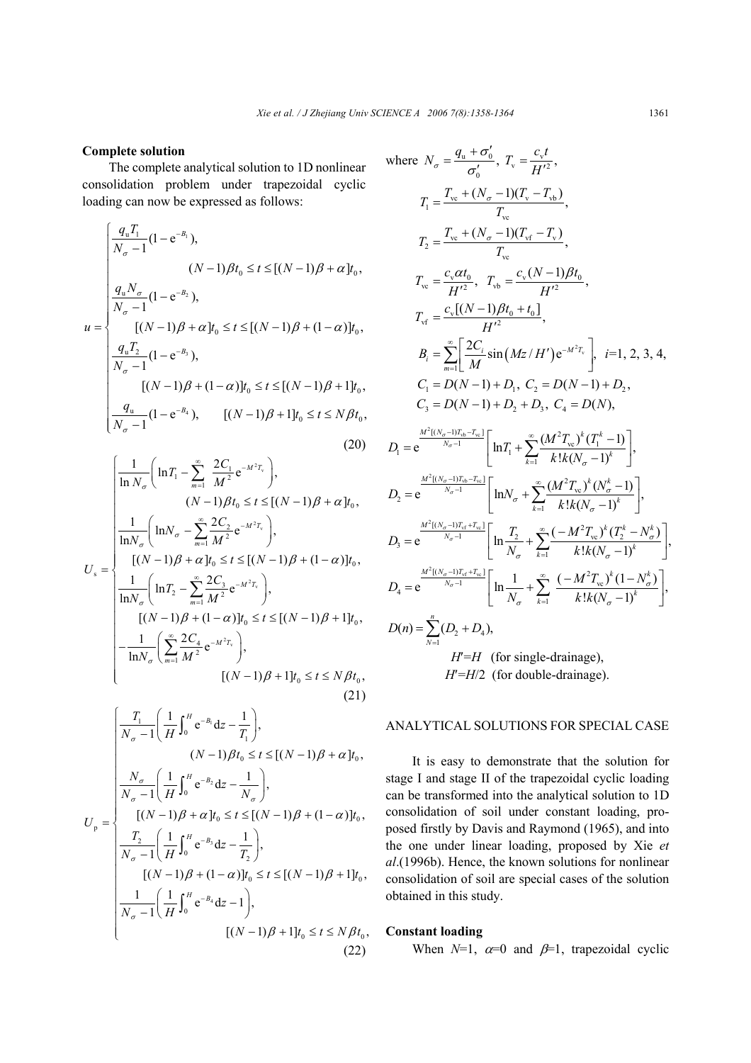### Complete solution

The complete analytical solution to 1D nonlinear consolidation problem under trapezoidal cyclic loading can now be expressed as follows:

$$
u=\begin{cases}
\dfrac{q_u T_1}{N_\sigma - 1}(1-\mathrm{e}^{-B_1}), \\
\qquad\qquad (N-1)\beta t_0 \le t \le [(N-1)\beta+\alpha]t_0, \\
\dfrac{q_u N_\sigma}{N_\sigma - 1}(1-\mathrm{e}^{-B_2}), \\
\qquad [(N-1)\beta+\alpha]t_0 \le t \le [(N-1)\beta+(1-\alpha)]t_0, \\
\dfrac{q_u T_2}{N_\sigma - 1}(1-\mathrm{e}^{-B_3}), \\
\qquad [(N-1)\beta+(1-\alpha)]t_0 \le t \le [(N-1)\beta+1]t_0, \\
\dfrac{q_u}{N_\sigma - 1}(1-\mathrm{e}^{-B_4}), \qquad [(N-1)\beta+1]t_0 \le t \le N\beta t_0,
\end{cases}
\tag{20}
$$

$$
U_s=\begin{cases}
\dfrac{1}{\ln N_\sigma}\left(\ln T_1 - \displaystyle\sum_{m=1}^{\infty}\dfrac{2C_1}{M^2}\mathrm{e}^{-M^2 T_v}\right), \\
\qquad\qquad (N-1)\beta t_0 \le t \le [(N-1)\beta+\alpha]t_0, \\
\dfrac{1}{\ln N_\sigma}\left(\ln N_\sigma - \displaystyle\sum_{m=1}^{\infty}\dfrac{2C_2}{M^2}\mathrm{e}^{-M^2 T_v}\right), \\
\qquad [(N-1)\beta+\alpha]t_0 \le t \le [(N-1)\beta+(1-\alpha)]t_0, \\
\dfrac{1}{\ln N_\sigma}\left(\ln T_2 - \displaystyle\sum_{m=1}^{\infty}\dfrac{2C_3}{M^2}\mathrm{e}^{-M^2 T_v}\right), \\
\qquad [(N-1)\beta+(1-\alpha)]t_0 \le t \le [(N-1)\beta+1]t_0, \\
-\dfrac{1}{\ln N_\sigma}\left(\displaystyle\sum_{m=1}^{\infty}\dfrac{2C_4}{M^2}\mathrm{e}^{-M^2 T_v}\right), \\
\qquad\qquad [(N-1)\beta+1]t_0 \le t \le N\beta t_0,
\end{cases}
\tag{21}
$$

$$
U_p=\begin{cases}
\dfrac{T_1}{N_\sigma - 1}\left(\dfrac{1}{H}\displaystyle\int_0^H \mathrm{e}^{-B_1}\mathrm{d}z - \dfrac{1}{T_1}\right), \\
\qquad\qquad (N-1)\beta t_0 \le t \le [(N-1)\beta+\alpha]t_0, \\
\dfrac{N_\sigma}{N_\sigma - 1}\left(\dfrac{1}{H}\displaystyle\int_0^H \mathrm{e}^{-B_2}\mathrm{d}z - \dfrac{1}{N_\sigma}\right), \\
\qquad [(N-1)\beta+\alpha]t_0 \le t \le [(N-1)\beta+(1-\alpha)]t_0, \\
\dfrac{T_2}{N_\sigma - 1}\left(\dfrac{1}{H}\displaystyle\int_0^H \mathrm{e}^{-B_3}\mathrm{d}z - \dfrac{1}{T_2}\right), \\
\qquad [(N-1)\beta+(1-\alpha)]t_0 \le t \le [(N-1)\beta+1]t_0, \\
\dfrac{1}{N_\sigma - 1}\left(\dfrac{1}{H}\displaystyle\int_0^H \mathrm{e}^{-B_4}\mathrm{d}z - 1\right), \\
\qquad\qquad [(N-1)\beta+1]t_0 \le t \le N\beta t_0,
\end{cases}
\tag{22}
$$

where $N_\sigma = \dfrac{q_u + \sigma_0'}{\sigma_0'}$, $T_v = \dfrac{c_v t}{H'^2}$,

$$T_1 = \frac{T_{vc} + (N_\sigma - 1)(T_v - T_{vb})}{T_{vc}},$$

$$T_2 = \frac{T_{vc} + (N_\sigma - 1)(T_{vf} - T_v)}{T_{vc}},$$

$$T_{vc} = \frac{c_v \alpha t_0}{H'^2},\quad T_{vb} = \frac{c_v (N-1)\beta t_0}{H'^2},$$

$$T_{vf} = \frac{c_v[(N-1)\beta t_0 + t_0]}{H'^2},$$

$$B_i = \sum_{m=1}^{\infty}\left[\frac{2C_i}{M}\sin(Mz/H')\mathrm{e}^{-M^2 T_v}\right],\ i=1, 2, 3, 4,$$

$$C_1 = D(N-1) + D_1,\ C_2 = D(N-1) + D_2,$$
$$C_3 = D(N-1) + D_2 + D_3,\ C_4 = D(N),$$

$$D_1 = \mathrm{e}^{\frac{M^2[(N_\sigma - 1)T_{vb} - T_{vc}]}{N_\sigma - 1}}\left[\ln T_1 + \sum_{k=1}^{\infty}\frac{(M^2 T_{vc})^k (T_1^k - 1)}{k!k(N_\sigma - 1)^k}\right],$$

$$D_2 = \mathrm{e}^{\frac{M^2[(N_\sigma - 1)T_{vb} - T_{vc}]}{N_\sigma - 1}}\left[\ln N_\sigma + \sum_{k=1}^{\infty}\frac{(M^2 T_{vc})^k (N_\sigma^k - 1)}{k!k(N_\sigma - 1)^k}\right],$$

$$D_3 = \mathrm{e}^{\frac{M^2[(N_\sigma - 1)T_{vf} + T_{vc}]}{N_\sigma - 1}}\left[\ln\frac{T_2}{N_\sigma} + \sum_{k=1}^{\infty}\frac{(-M^2 T_{vc})^k (T_2^k - N_\sigma^k)}{k!k(N_\sigma - 1)^k}\right],$$

$$D_4 = \mathrm{e}^{\frac{M^2[(N_\sigma - 1)T_{vf} + T_{vc}]}{N_\sigma - 1}}\left[\ln\frac{1}{N_\sigma} + \sum_{k=1}^{\infty}\frac{(-M^2 T_{vc})^k (1 - N_\sigma^k)}{k!k(N_\sigma - 1)^k}\right],$$

$$D(n) = \sum_{N=1}^{n}(D_2 + D_4),$$

$H'=H$ (for single-drainage),
$H'=H/2$ (for double-drainage).

## ANALYTICAL SOLUTIONS FOR SPECIAL CASE

It is easy to demonstrate that the solution for stage I and stage II of the trapezoidal cyclic loading can be transformed into the analytical solution to 1D consolidation of soil under constant loading, proposed firstly by Davis and Raymond (1965), and into the one under linear loading, proposed by Xie *et al*.(1996b). Hence, the known solutions for nonlinear consolidation of soil are special cases of the solution obtained in this study.

### Constant loading

When $N$=1, $\alpha$=0 and $\beta$=1, trapezoidal cyclic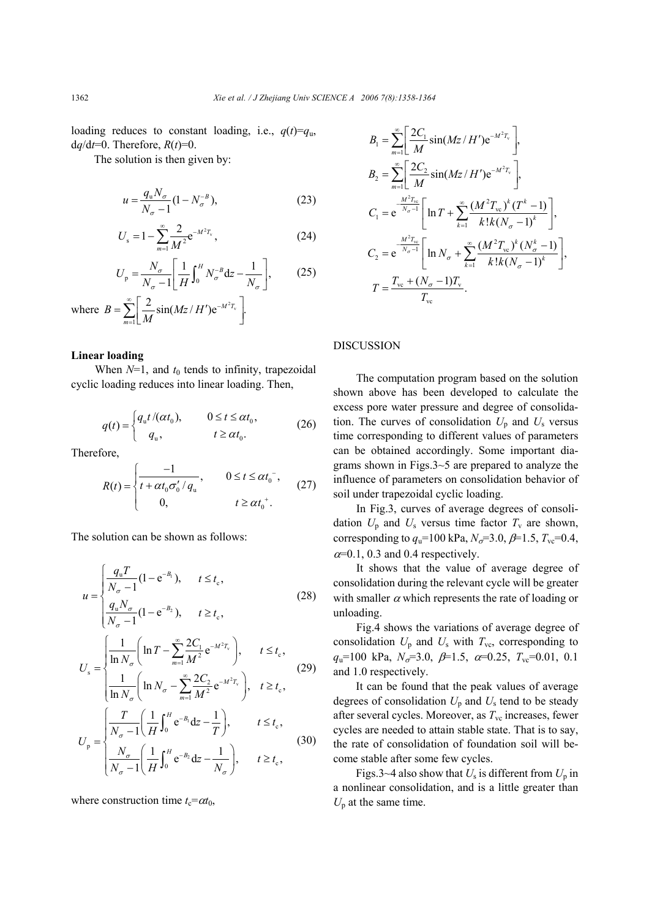loading reduces to constant loading, i.e., $q(t)=q_u$, $dq/dt=0$. Therefore, $R(t)=0$.

The solution is then given by:

$$u = \frac{q_u N_\sigma}{N_\sigma - 1}(1 - N_\sigma^{-B}), \tag{23}$$

$$U_s = 1 - \sum_{m=1}^{\infty} \frac{2}{M^2} e^{-M^2 T_v}, \tag{24}$$

$$U_p = \frac{N_\sigma}{N_\sigma - 1}\left[\frac{1}{H}\int_0^H N_\sigma^{-B} dz - \frac{1}{N_\sigma}\right], \tag{25}$$

where $B = \sum_{m=1}^{\infty}\left[\frac{2}{M}\sin(Mz/H')e^{-M^2 T_v}\right]$.

**Linear loading**

When $N=1$, and $t_0$ tends to infinity, trapezoidal cyclic loading reduces into linear loading. Then,

$$q(t) = \begin{cases} q_u t/(\alpha t_0), & 0 \le t \le \alpha t_0, \\ q_u, & t \ge \alpha t_0. \end{cases} \tag{26}$$

Therefore,

$$R(t) = \begin{cases} \dfrac{-1}{t + \alpha t_0 \sigma_0' / q_u}, & 0 \le t \le \alpha t_0^-, \\ 0, & t \ge \alpha t_0^+. \end{cases} \tag{27}$$

The solution can be shown as follows:

$$u = \begin{cases} \dfrac{q_u T}{N_\sigma - 1}(1 - e^{-B_1}), & t \le t_c, \\ \dfrac{q_u N_\sigma}{N_\sigma - 1}(1 - e^{-B_2}), & t \ge t_c, \end{cases} \tag{28}$$

$$U_s = \begin{cases} \dfrac{1}{\ln N_\sigma}\left(\ln T - \sum_{m=1}^{\infty}\dfrac{2C_1}{M^2}e^{-M^2 T_v}\right), & t \le t_c, \\ \dfrac{1}{\ln N_\sigma}\left(\ln N_\sigma - \sum_{m=1}^{\infty}\dfrac{2C_2}{M^2}e^{-M^2 T_v}\right), & t \ge t_c, \end{cases} \tag{29}$$

$$U_p = \begin{cases} \dfrac{T}{N_\sigma - 1}\left(\dfrac{1}{H}\int_0^H e^{-B_1} dz - \dfrac{1}{T}\right), & t \le t_c, \\ \dfrac{N_\sigma}{N_\sigma - 1}\left(\dfrac{1}{H}\int_0^H e^{-B_2} dz - \dfrac{1}{N_\sigma}\right), & t \ge t_c, \end{cases} \tag{30}$$

where construction time $t_c = \alpha t_0$,

$$B_1 = \sum_{m=1}^{\infty}\left[\frac{2C_1}{M}\sin(Mz/H')e^{-M^2 T_v}\right],$$

$$B_2 = \sum_{m=1}^{\infty}\left[\frac{2C_2}{M}\sin(Mz/H')e^{-M^2 T_v}\right],$$

$$C_1 = e^{-\frac{M^2 T_{vc}}{N_\sigma - 1}}\left[\ln T + \sum_{k=1}^{\infty}\frac{(M^2 T_{vc})^k (T^k - 1)}{k!k(N_\sigma - 1)^k}\right],$$

$$C_2 = e^{-\frac{M^2 T_{vc}}{N_\sigma - 1}}\left[\ln N_\sigma + \sum_{k=1}^{\infty}\frac{(M^2 T_{vc})^k (N_\sigma^k - 1)}{k!k(N_\sigma - 1)^k}\right],$$

$$T = \frac{T_{vc} + (N_\sigma - 1)T_v}{T_{vc}}.$$

## DISCUSSION

The computation program based on the solution shown above has been developed to calculate the excess pore water pressure and degree of consolidation. The curves of consolidation $U_p$ and $U_s$ versus time corresponding to different values of parameters can be obtained accordingly. Some important diagrams shown in Figs.3~5 are prepared to analyze the influence of parameters on consolidation behavior of soil under trapezoidal cyclic loading.

In Fig.3, curves of average degrees of consolidation $U_p$ and $U_s$ versus time factor $T_v$ are shown, corresponding to $q_u$=100 kPa, $N_\sigma$=3.0, $\beta$=1.5, $T_{vc}$=0.4, $\alpha$=0.1, 0.3 and 0.4 respectively.

It shows that the value of average degree of consolidation during the relevant cycle will be greater with smaller $\alpha$ which represents the rate of loading or unloading.

Fig.4 shows the variations of average degree of consolidation $U_p$ and $U_s$ with $T_{vc}$, corresponding to $q_u$=100 kPa, $N_\sigma$=3.0, $\beta$=1.5, $\alpha$=0.25, $T_{vc}$=0.01, 0.1 and 1.0 respectively.

It can be found that the peak values of average degrees of consolidation $U_p$ and $U_s$ tend to be steady after several cycles. Moreover, as $T_{vc}$ increases, fewer cycles are needed to attain stable state. That is to say, the rate of consolidation of foundation soil will become stable after some few cycles.

Figs.3~4 also show that $U_s$ is different from $U_p$ in a nonlinear consolidation, and is a little greater than $U_p$ at the same time.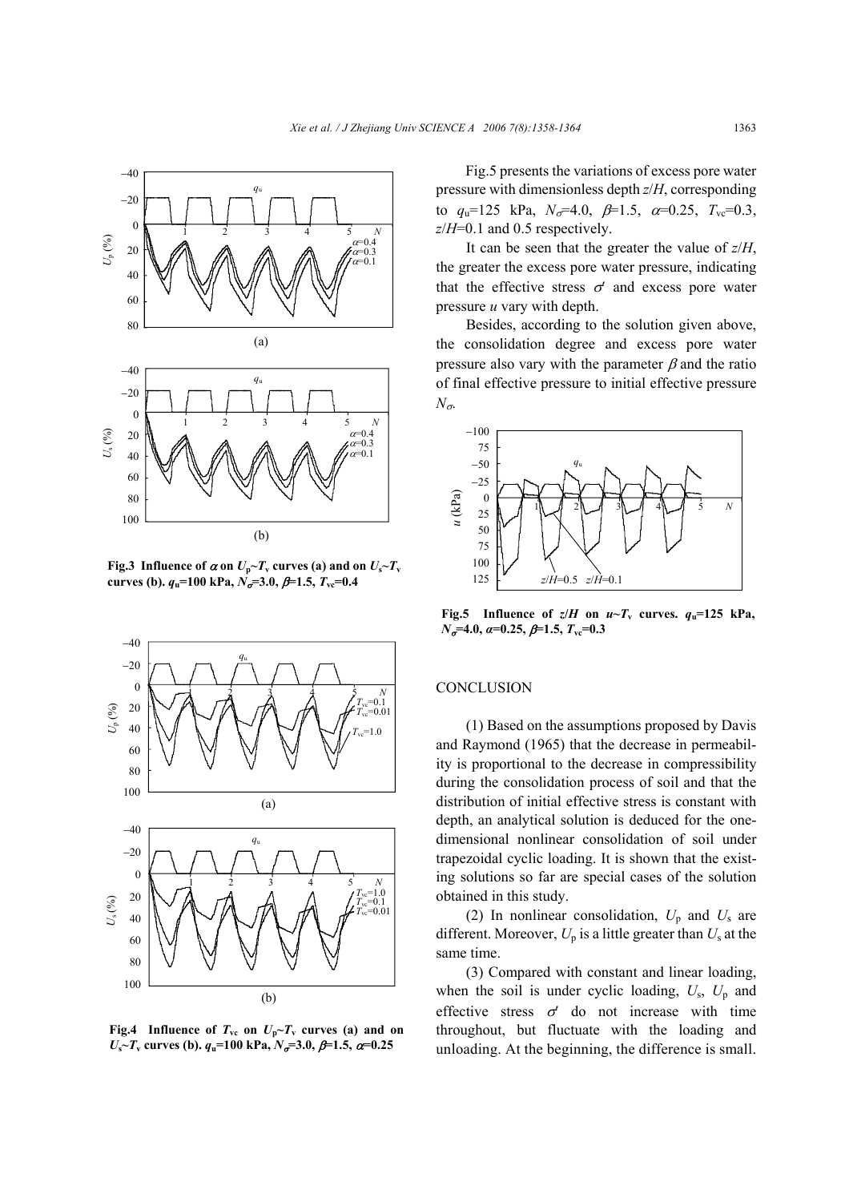Fig.3 Influence of $\alpha$ on $U_p$~$T_v$ curves (a) and on $U_s$~$T_v$ curves (b). $q_u$=100 kPa, $N_\sigma$=3.0, $\beta$=1.5, $T_{vc}$=0.4

Fig.4 Influence of $T_{vc}$ on $U_p$~$T_v$ curves (a) and on $U_s$~$T_v$ curves (b). $q_u$=100 kPa, $N_\sigma$=3.0, $\beta$=1.5, $\alpha$=0.25

Fig.5 presents the variations of excess pore water pressure with dimensionless depth $z/H$, corresponding to $q_u$=125 kPa, $N_\sigma$=4.0, $\beta$=1.5, $\alpha$=0.25, $T_{vc}$=0.3, $z/H$=0.1 and 0.5 respectively.

It can be seen that the greater the value of $z/H$, the greater the excess pore water pressure, indicating that the effective stress $\sigma'$ and excess pore water pressure $u$ vary with depth.

Besides, according to the solution given above, the consolidation degree and excess pore water pressure also vary with the parameter $\beta$ and the ratio of final effective pressure to initial effective pressure $N_\sigma$.

Fig.5 Influence of $z/H$ on $u$~$T_v$ curves. $q_u$=125 kPa, $N_\sigma$=4.0, $\alpha$=0.25, $\beta$=1.5, $T_{vc}$=0.3

## CONCLUSION

(1) Based on the assumptions proposed by Davis and Raymond (1965) that the decrease in permeability is proportional to the decrease in compressibility during the consolidation process of soil and that the distribution of initial effective stress is constant with depth, an analytical solution is deduced for the one-dimensional nonlinear consolidation of soil under trapezoidal cyclic loading. It is shown that the existing solutions so far are special cases of the solution obtained in this study.

(2) In nonlinear consolidation, $U_p$ and $U_s$ are different. Moreover, $U_p$ is a little greater than $U_s$ at the same time.

(3) Compared with constant and linear loading, when the soil is under cyclic loading, $U_s$, $U_p$ and effective stress $\sigma'$ do not increase with time throughout, but fluctuate with the loading and unloading. At the beginning, the difference is small.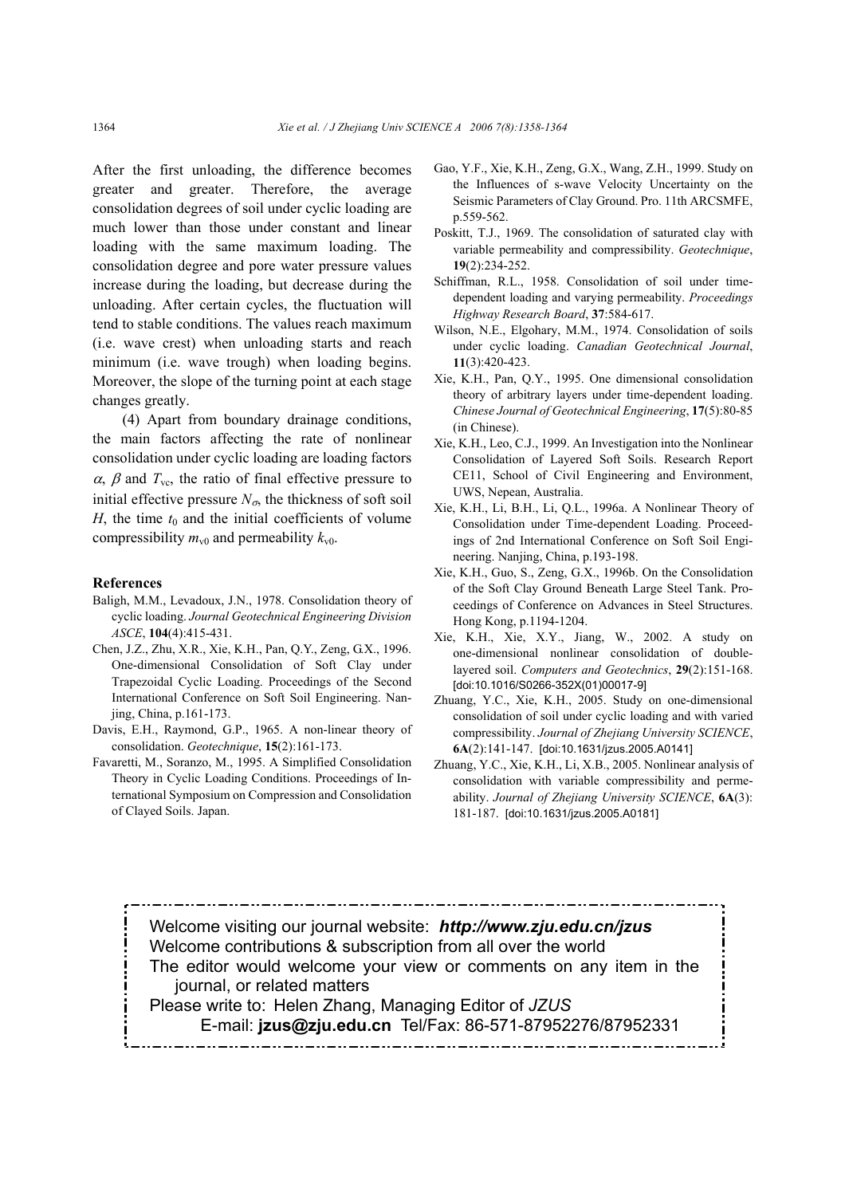After the first unloading, the difference becomes greater and greater. Therefore, the average consolidation degrees of soil under cyclic loading are much lower than those under constant and linear loading with the same maximum loading. The consolidation degree and pore water pressure values increase during the loading, but decrease during the unloading. After certain cycles, the fluctuation will tend to stable conditions. The values reach maximum (i.e. wave crest) when unloading starts and reach minimum (i.e. wave trough) when loading begins. Moreover, the slope of the turning point at each stage changes greatly.

(4) Apart from boundary drainage conditions, the main factors affecting the rate of nonlinear consolidation under cyclic loading are loading factors $\alpha$, $\beta$ and $T_{vc}$, the ratio of final effective pressure to initial effective pressure $N_\sigma$, the thickness of soft soil $H$, the time $t_0$ and the initial coefficients of volume compressibility $m_{v0}$ and permeability $k_{v0}$.

## References

Baligh, M.M., Levadoux, J.N., 1978. Consolidation theory of cyclic loading. *Journal Geotechnical Engineering Division ASCE*, **104**(4):415-431.

Chen, J.Z., Zhu, X.R., Xie, K.H., Pan, Q.Y., Zeng, G.X., 1996. One-dimensional Consolidation of Soft Clay under Trapezoidal Cyclic Loading. Proceedings of the Second International Conference on Soft Soil Engineering. Nanjing, China, p.161-173.

Davis, E.H., Raymond, G.P., 1965. A non-linear theory of consolidation. *Geotechnique*, **15**(2):161-173.

Favaretti, M., Soranzo, M., 1995. A Simplified Consolidation Theory in Cyclic Loading Conditions. Proceedings of International Symposium on Compression and Consolidation of Clayed Soils. Japan.

Gao, Y.F., Xie, K.H., Zeng, G.X., Wang, Z.H., 1999. Study on the Influences of s-wave Velocity Uncertainty on the Seismic Parameters of Clay Ground. Pro. 11th ARCSMFE, p.559-562.

Poskitt, T.J., 1969. The consolidation of saturated clay with variable permeability and compressibility. *Geotechnique*, **19**(2):234-252.

Schiffman, R.L., 1958. Consolidation of soil under time-dependent loading and varying permeability. *Proceedings Highway Research Board*, **37**:584-617.

Wilson, N.E., Elgohary, M.M., 1974. Consolidation of soils under cyclic loading. *Canadian Geotechnical Journal*, **11**(3):420-423.

Xie, K.H., Pan, Q.Y., 1995. One dimensional consolidation theory of arbitrary layers under time-dependent loading. *Chinese Journal of Geotechnical Engineering*, **17**(5):80-85 (in Chinese).

Xie, K.H., Leo, C.J., 1999. An Investigation into the Nonlinear Consolidation of Layered Soft Soils. Research Report CE11, School of Civil Engineering and Environment, UWS, Nepean, Australia.

Xie, K.H., Li, B.H., Li, Q.L., 1996a. A Nonlinear Theory of Consolidation under Time-dependent Loading. Proceedings of 2nd International Conference on Soft Soil Engineering. Nanjing, China, p.193-198.

Xie, K.H., Guo, S., Zeng, G.X., 1996b. On the Consolidation of the Soft Clay Ground Beneath Large Steel Tank. Proceedings of Conference on Advances in Steel Structures. Hong Kong, p.1194-1204.

Xie, K.H., Xie, X.Y., Jiang, W., 2002. A study on one-dimensional nonlinear consolidation of double-layered soil. *Computers and Geotechnics*, **29**(2):151-168. [doi:10.1016/S0266-352X(01)00017-9]

Zhuang, Y.C., Xie, K.H., 2005. Study on one-dimensional consolidation of soil under cyclic loading and with varied compressibility. *Journal of Zhejiang University SCIENCE*, **6A**(2):141-147. [doi:10.1631/jzus.2005.A0141]

Zhuang, Y.C., Xie, K.H., Li, X.B., 2005. Nonlinear analysis of consolidation with variable compressibility and permeability. *Journal of Zhejiang University SCIENCE*, **6A**(3): 181-187. [doi:10.1631/jzus.2005.A0181]

Welcome visiting our journal website: ***http://www.zju.edu.cn/jzus***
Welcome contributions & subscription from all over the world
The editor would welcome your view or comments on any item in the journal, or related matters
Please write to: Helen Zhang, Managing Editor of *JZUS*
E-mail: **jzus@zju.edu.cn** Tel/Fax: 86-571-87952276/87952331